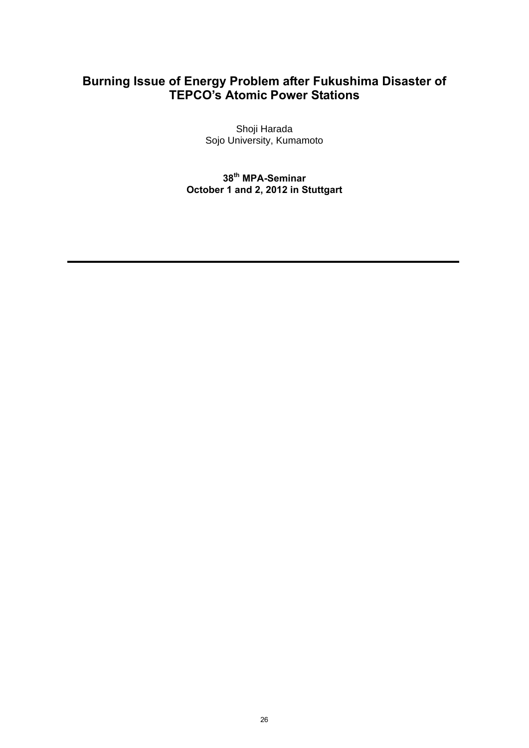# Burning Issue of Energy Problem after Fukushima Disaster of TEPCO's Atomic Power Stations

Shoji Harada
Sojo University, Kumamoto

**38th MPA-Seminar**
**October 1 and 2, 2012 in Stuttgart**

---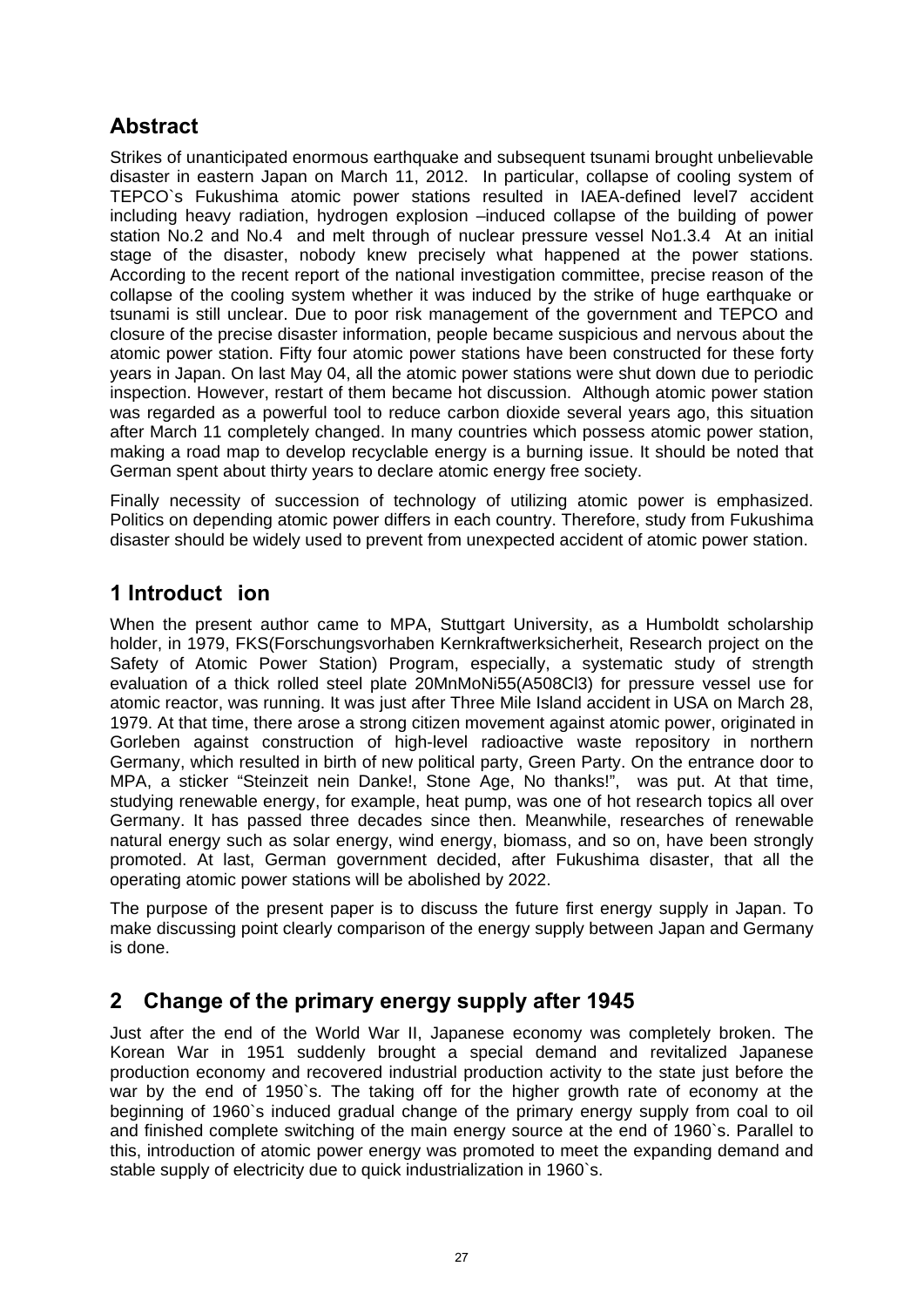## Abstract

Strikes of unanticipated enormous earthquake and subsequent tsunami brought unbelievable disaster in eastern Japan on March 11, 2012. In particular, collapse of cooling system of TEPCO`s Fukushima atomic power stations resulted in IAEA-defined level7 accident including heavy radiation, hydrogen explosion –induced collapse of the building of power station No.2 and No.4 and melt through of nuclear pressure vessel No1.3.4 At an initial stage of the disaster, nobody knew precisely what happened at the power stations. According to the recent report of the national investigation committee, precise reason of the collapse of the cooling system whether it was induced by the strike of huge earthquake or tsunami is still unclear. Due to poor risk management of the government and TEPCO and closure of the precise disaster information, people became suspicious and nervous about the atomic power station. Fifty four atomic power stations have been constructed for these forty years in Japan. On last May 04, all the atomic power stations were shut down due to periodic inspection. However, restart of them became hot discussion. Although atomic power station was regarded as a powerful tool to reduce carbon dioxide several years ago, this situation after March 11 completely changed. In many countries which possess atomic power station, making a road map to develop recyclable energy is a burning issue. It should be noted that German spent about thirty years to declare atomic energy free society.

Finally necessity of succession of technology of utilizing atomic power is emphasized. Politics on depending atomic power differs in each country. Therefore, study from Fukushima disaster should be widely used to prevent from unexpected accident of atomic power station.

## 1 Introduct ion

When the present author came to MPA, Stuttgart University, as a Humboldt scholarship holder, in 1979, FKS(Forschungsvorhaben Kernkraftwerksicherheit, Research project on the Safety of Atomic Power Station) Program, especially, a systematic study of strength evaluation of a thick rolled steel plate 20MnMoNi55(A508Cl3) for pressure vessel use for atomic reactor, was running. It was just after Three Mile Island accident in USA on March 28, 1979. At that time, there arose a strong citizen movement against atomic power, originated in Gorleben against construction of high-level radioactive waste repository in northern Germany, which resulted in birth of new political party, Green Party. On the entrance door to MPA, a sticker "Steinzeit nein Danke!, Stone Age, No thanks!", was put. At that time, studying renewable energy, for example, heat pump, was one of hot research topics all over Germany. It has passed three decades since then. Meanwhile, researches of renewable natural energy such as solar energy, wind energy, biomass, and so on, have been strongly promoted. At last, German government decided, after Fukushima disaster, that all the operating atomic power stations will be abolished by 2022.

The purpose of the present paper is to discuss the future first energy supply in Japan. To make discussing point clearly comparison of the energy supply between Japan and Germany is done.

## 2 Change of the primary energy supply after 1945

Just after the end of the World War II, Japanese economy was completely broken. The Korean War in 1951 suddenly brought a special demand and revitalized Japanese production economy and recovered industrial production activity to the state just before the war by the end of 1950`s. The taking off for the higher growth rate of economy at the beginning of 1960`s induced gradual change of the primary energy supply from coal to oil and finished complete switching of the main energy source at the end of 1960`s. Parallel to this, introduction of atomic power energy was promoted to meet the expanding demand and stable supply of electricity due to quick industrialization in 1960`s.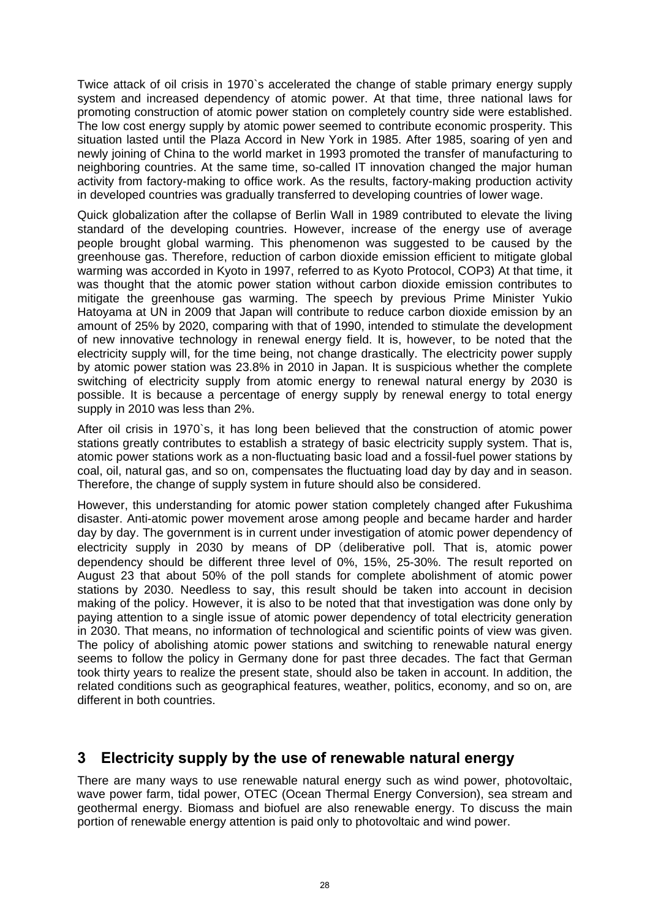Twice attack of oil crisis in 1970`s accelerated the change of stable primary energy supply system and increased dependency of atomic power. At that time, three national laws for promoting construction of atomic power station on completely country side were established. The low cost energy supply by atomic power seemed to contribute economic prosperity. This situation lasted until the Plaza Accord in New York in 1985. After 1985, soaring of yen and newly joining of China to the world market in 1993 promoted the transfer of manufacturing to neighboring countries. At the same time, so-called IT innovation changed the major human activity from factory-making to office work. As the results, factory-making production activity in developed countries was gradually transferred to developing countries of lower wage.

Quick globalization after the collapse of Berlin Wall in 1989 contributed to elevate the living standard of the developing countries. However, increase of the energy use of average people brought global warming. This phenomenon was suggested to be caused by the greenhouse gas. Therefore, reduction of carbon dioxide emission efficient to mitigate global warming was accorded in Kyoto in 1997, referred to as Kyoto Protocol, COP3) At that time, it was thought that the atomic power station without carbon dioxide emission contributes to mitigate the greenhouse gas warming. The speech by previous Prime Minister Yukio Hatoyama at UN in 2009 that Japan will contribute to reduce carbon dioxide emission by an amount of 25% by 2020, comparing with that of 1990, intended to stimulate the development of new innovative technology in renewal energy field. It is, however, to be noted that the electricity supply will, for the time being, not change drastically. The electricity power supply by atomic power station was 23.8% in 2010 in Japan. It is suspicious whether the complete switching of electricity supply from atomic energy to renewal natural energy by 2030 is possible. It is because a percentage of energy supply by renewal energy to total energy supply in 2010 was less than 2%.

After oil crisis in 1970`s, it has long been believed that the construction of atomic power stations greatly contributes to establish a strategy of basic electricity supply system. That is, atomic power stations work as a non-fluctuating basic load and a fossil-fuel power stations by coal, oil, natural gas, and so on, compensates the fluctuating load day by day and in season. Therefore, the change of supply system in future should also be considered.

However, this understanding for atomic power station completely changed after Fukushima disaster. Anti-atomic power movement arose among people and became harder and harder day by day. The government is in current under investigation of atomic power dependency of electricity supply in 2030 by means of DP（deliberative poll. That is, atomic power dependency should be different three level of 0%, 15%, 25-30%. The result reported on August 23 that about 50% of the poll stands for complete abolishment of atomic power stations by 2030. Needless to say, this result should be taken into account in decision making of the policy. However, it is also to be noted that that investigation was done only by paying attention to a single issue of atomic power dependency of total electricity generation in 2030. That means, no information of technological and scientific points of view was given. The policy of abolishing atomic power stations and switching to renewable natural energy seems to follow the policy in Germany done for past three decades. The fact that German took thirty years to realize the present state, should also be taken in account. In addition, the related conditions such as geographical features, weather, politics, economy, and so on, are different in both countries.

## 3 Electricity supply by the use of renewable natural energy

There are many ways to use renewable natural energy such as wind power, photovoltaic, wave power farm, tidal power, OTEC (Ocean Thermal Energy Conversion), sea stream and geothermal energy. Biomass and biofuel are also renewable energy. To discuss the main portion of renewable energy attention is paid only to photovoltaic and wind power.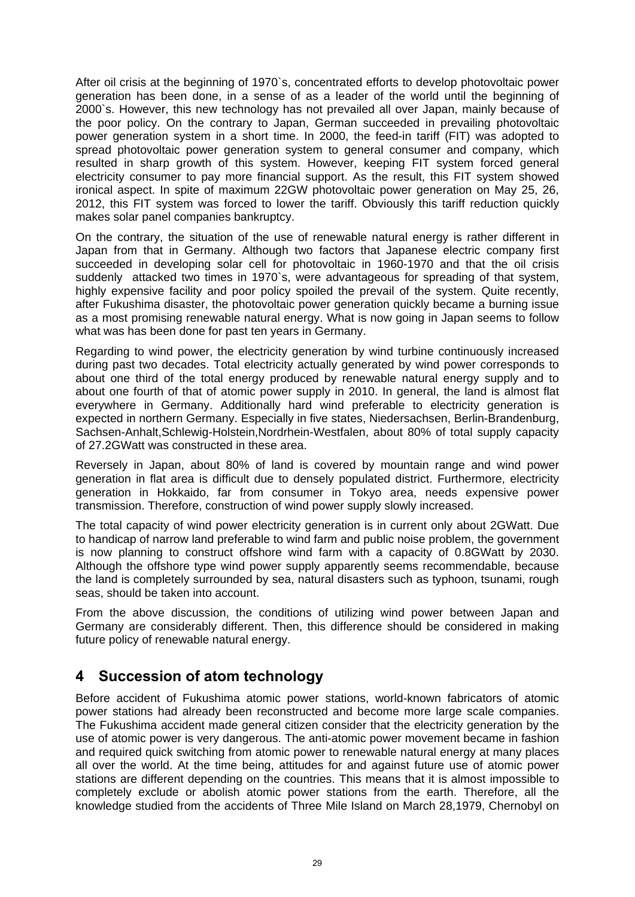After oil crisis at the beginning of 1970`s, concentrated efforts to develop photovoltaic power generation has been done, in a sense of as a leader of the world until the beginning of 2000`s. However, this new technology has not prevailed all over Japan, mainly because of the poor policy. On the contrary to Japan, German succeeded in prevailing photovoltaic power generation system in a short time. In 2000, the feed-in tariff (FIT) was adopted to spread photovoltaic power generation system to general consumer and company, which resulted in sharp growth of this system. However, keeping FIT system forced general electricity consumer to pay more financial support. As the result, this FIT system showed ironical aspect. In spite of maximum 22GW photovoltaic power generation on May 25, 26, 2012, this FIT system was forced to lower the tariff. Obviously this tariff reduction quickly makes solar panel companies bankruptcy.

On the contrary, the situation of the use of renewable natural energy is rather different in Japan from that in Germany. Although two factors that Japanese electric company first succeeded in developing solar cell for photovoltaic in 1960-1970 and that the oil crisis suddenly attacked two times in 1970`s, were advantageous for spreading of that system, highly expensive facility and poor policy spoiled the prevail of the system. Quite recently, after Fukushima disaster, the photovoltaic power generation quickly became a burning issue as a most promising renewable natural energy. What is now going in Japan seems to follow what was has been done for past ten years in Germany.

Regarding to wind power, the electricity generation by wind turbine continuously increased during past two decades. Total electricity actually generated by wind power corresponds to about one third of the total energy produced by renewable natural energy supply and to about one fourth of that of atomic power supply in 2010. In general, the land is almost flat everywhere in Germany. Additionally hard wind preferable to electricity generation is expected in northern Germany. Especially in five states, Niedersachsen, Berlin-Brandenburg, Sachsen-Anhalt,Schlewig-Holstein,Nordrhein-Westfalen, about 80% of total supply capacity of 27.2GWatt was constructed in these area.

Reversely in Japan, about 80% of land is covered by mountain range and wind power generation in flat area is difficult due to densely populated district. Furthermore, electricity generation in Hokkaido, far from consumer in Tokyo area, needs expensive power transmission. Therefore, construction of wind power supply slowly increased.

The total capacity of wind power electricity generation is in current only about 2GWatt. Due to handicap of narrow land preferable to wind farm and public noise problem, the government is now planning to construct offshore wind farm with a capacity of 0.8GWatt by 2030. Although the offshore type wind power supply apparently seems recommendable, because the land is completely surrounded by sea, natural disasters such as typhoon, tsunami, rough seas, should be taken into account.

From the above discussion, the conditions of utilizing wind power between Japan and Germany are considerably different. Then, this difference should be considered in making future policy of renewable natural energy.

## 4 Succession of atom technology

Before accident of Fukushima atomic power stations, world-known fabricators of atomic power stations had already been reconstructed and become more large scale companies. The Fukushima accident made general citizen consider that the electricity generation by the use of atomic power is very dangerous. The anti-atomic power movement became in fashion and required quick switching from atomic power to renewable natural energy at many places all over the world. At the time being, attitudes for and against future use of atomic power stations are different depending on the countries. This means that it is almost impossible to completely exclude or abolish atomic power stations from the earth. Therefore, all the knowledge studied from the accidents of Three Mile Island on March 28,1979, Chernobyl on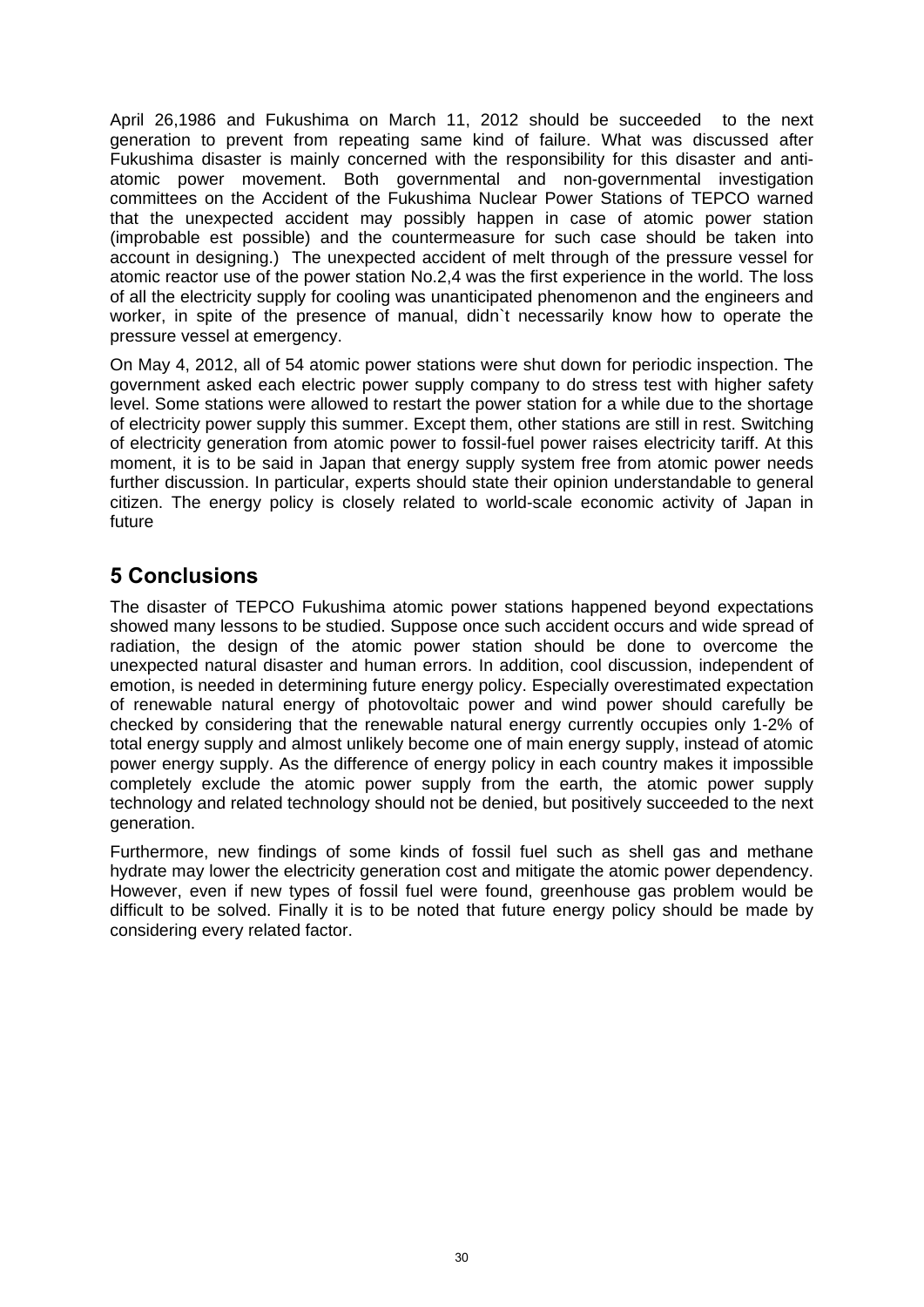April 26,1986 and Fukushima on March 11, 2012 should be succeeded to the next generation to prevent from repeating same kind of failure. What was discussed after Fukushima disaster is mainly concerned with the responsibility for this disaster and anti-atomic power movement. Both governmental and non-governmental investigation committees on the Accident of the Fukushima Nuclear Power Stations of TEPCO warned that the unexpected accident may possibly happen in case of atomic power station (improbable est possible) and the countermeasure for such case should be taken into account in designing.) The unexpected accident of melt through of the pressure vessel for atomic reactor use of the power station No.2,4 was the first experience in the world. The loss of all the electricity supply for cooling was unanticipated phenomenon and the engineers and worker, in spite of the presence of manual, didn`t necessarily know how to operate the pressure vessel at emergency.

On May 4, 2012, all of 54 atomic power stations were shut down for periodic inspection. The government asked each electric power supply company to do stress test with higher safety level. Some stations were allowed to restart the power station for a while due to the shortage of electricity power supply this summer. Except them, other stations are still in rest. Switching of electricity generation from atomic power to fossil-fuel power raises electricity tariff. At this moment, it is to be said in Japan that energy supply system free from atomic power needs further discussion. In particular, experts should state their opinion understandable to general citizen. The energy policy is closely related to world-scale economic activity of Japan in future

## 5 Conclusions

The disaster of TEPCO Fukushima atomic power stations happened beyond expectations showed many lessons to be studied. Suppose once such accident occurs and wide spread of radiation, the design of the atomic power station should be done to overcome the unexpected natural disaster and human errors. In addition, cool discussion, independent of emotion, is needed in determining future energy policy. Especially overestimated expectation of renewable natural energy of photovoltaic power and wind power should carefully be checked by considering that the renewable natural energy currently occupies only 1-2% of total energy supply and almost unlikely become one of main energy supply, instead of atomic power energy supply. As the difference of energy policy in each country makes it impossible completely exclude the atomic power supply from the earth, the atomic power supply technology and related technology should not be denied, but positively succeeded to the next generation.

Furthermore, new findings of some kinds of fossil fuel such as shell gas and methane hydrate may lower the electricity generation cost and mitigate the atomic power dependency. However, even if new types of fossil fuel were found, greenhouse gas problem would be difficult to be solved. Finally it is to be noted that future energy policy should be made by considering every related factor.